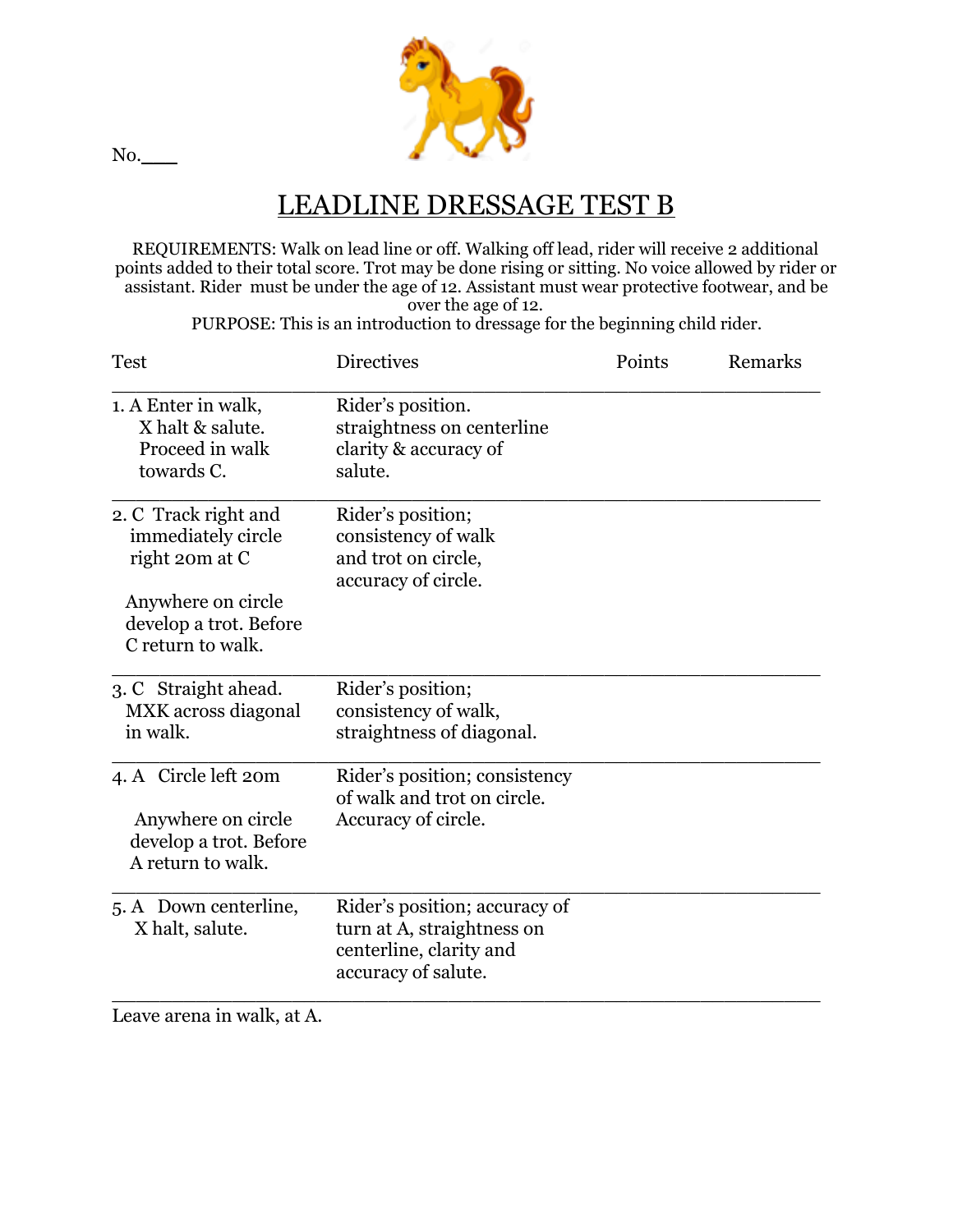No.___

# LEADLINE DRESSAGE TEST B

REQUIREMENTS: Walk on lead line or off. Walking off lead, rider will receive 2 additional points added to their total score. Trot may be done rising or sitting. No voice allowed by rider or assistant. Rider must be under the age of 12. Assistant must wear protective footwear, and be over the age of 12.
PURPOSE: This is an introduction to dressage for the beginning child rider.

| Test | Directives | Points | Remarks |
|---|---|---|---|
| 1. A Enter in walk, X halt & salute. Proceed in walk towards C. | Rider's position. straightness on centerline clarity & accuracy of salute. | | |
| 2. C Track right and immediately circle right 20m at C<br><br>Anywhere on circle develop a trot. Before C return to walk. | Rider's position; consistency of walk and trot on circle, accuracy of circle. | | |
| 3. C Straight ahead. MXK across diagonal in walk. | Rider's position; consistency of walk, straightness of diagonal. | | |
| 4. A Circle left 20m<br><br>Anywhere on circle develop a trot. Before A return to walk. | Rider's position; consistency of walk and trot on circle. Accuracy of circle. | | |
| 5. A Down centerline, X halt, salute. | Rider's position; accuracy of turn at A, straightness on centerline, clarity and accuracy of salute. | | |

Leave arena in walk, at A.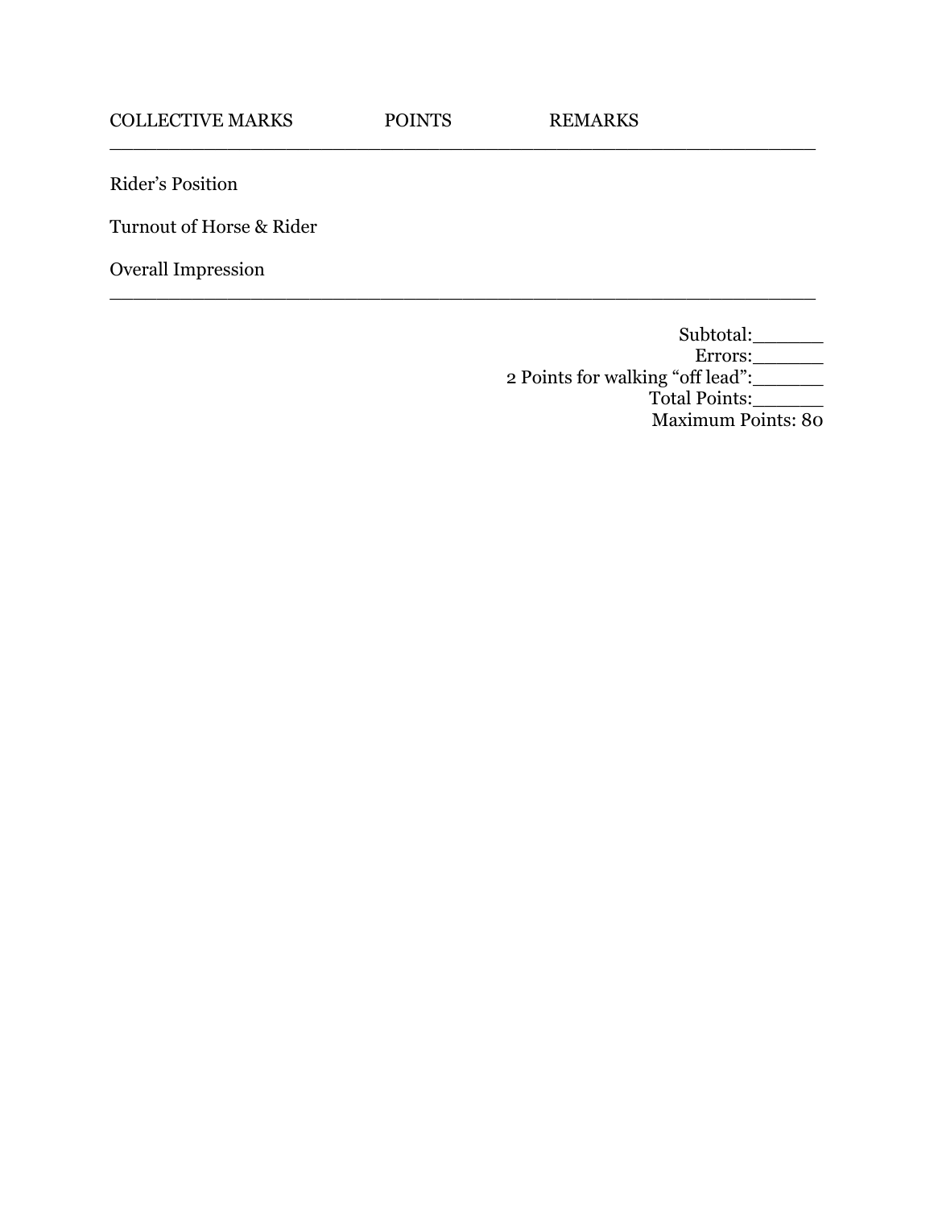| COLLECTIVE MARKS | POINTS | REMARKS |
| --- | --- | --- |
| Rider's Position | | |
| Turnout of Horse & Rider | | |
| Overall Impression | | |

Subtotal:______
Errors:______
2 Points for walking "off lead":______
Total Points:______
Maximum Points: 80